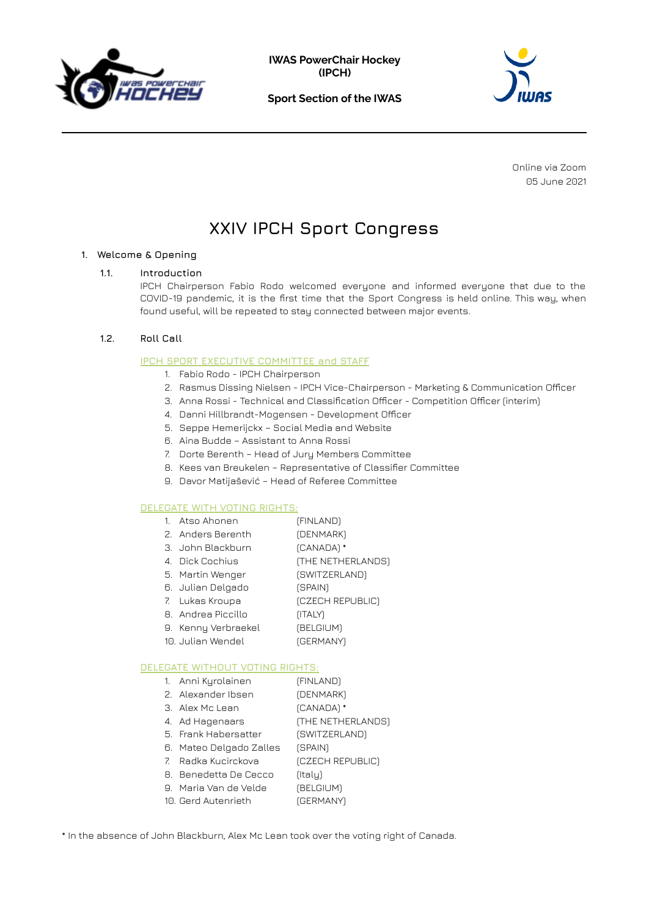IWAS PowerChair Hockey
(IPCH)

Sport Section of the IWAS

Online via Zoom
05 June 2021

# XXIV IPCH Sport Congress

## 1. Welcome & Opening

### 1.1. Introduction

IPCH Chairperson Fabio Rodo welcomed everyone and informed everyone that due to the COVID-19 pandemic, it is the first time that the Sport Congress is held online. This way, when found useful, will be repeated to stay connected between major events.

### 1.2. Roll Call

IPCH SPORT EXECUTIVE COMMITTEE and STAFF

1. Fabio Rodo - IPCH Chairperson
2. Rasmus Dissing Nielsen - IPCH Vice-Chairperson - Marketing & Communication Officer
3. Anna Rossi - Technical and Classification Officer - Competition Officer (interim)
4. Danni Hillbrandt-Mogensen - Development Officer
5. Seppe Hemerijckx – Social Media and Website
6. Aina Budde – Assistant to Anna Rossi
7. Dorte Berenth – Head of Jury Members Committee
8. Kees van Breukelen – Representative of Classifier Committee
9. Davor Matijašević – Head of Referee Committee

DELEGATE WITH VOTING RIGHTS:

1. Atso Ahonen (FINLAND)
2. Anders Berenth (DENMARK)
3. John Blackburn (CANADA) *
4. Dick Cochius (THE NETHERLANDS)
5. Martin Wenger (SWITZERLAND)
6. Julian Delgado (SPAIN)
7. Lukas Kroupa (CZECH REPUBLIC)
8. Andrea Piccillo (ITALY)
9. Kenny Verbraekel (BELGIUM)
10. Julian Wendel (GERMANY)

DELEGATE WITHOUT VOTING RIGHTS:

1. Anni Kyrolainen (FINLAND)
2. Alexander Ibsen (DENMARK)
3. Alex Mc Lean (CANADA) *
4. Ad Hagenaars (THE NETHERLANDS)
5. Frank Habersatter (SWITZERLAND)
6. Mateo Delgado Zalles (SPAIN)
7. Radka Kucirckova (CZECH REPUBLIC)
8. Benedetta De Cecco (Italy)
9. Maria Van de Velde (BELGIUM)
10. Gerd Autenrieth (GERMANY)

* In the absence of John Blackburn, Alex Mc Lean took over the voting right of Canada.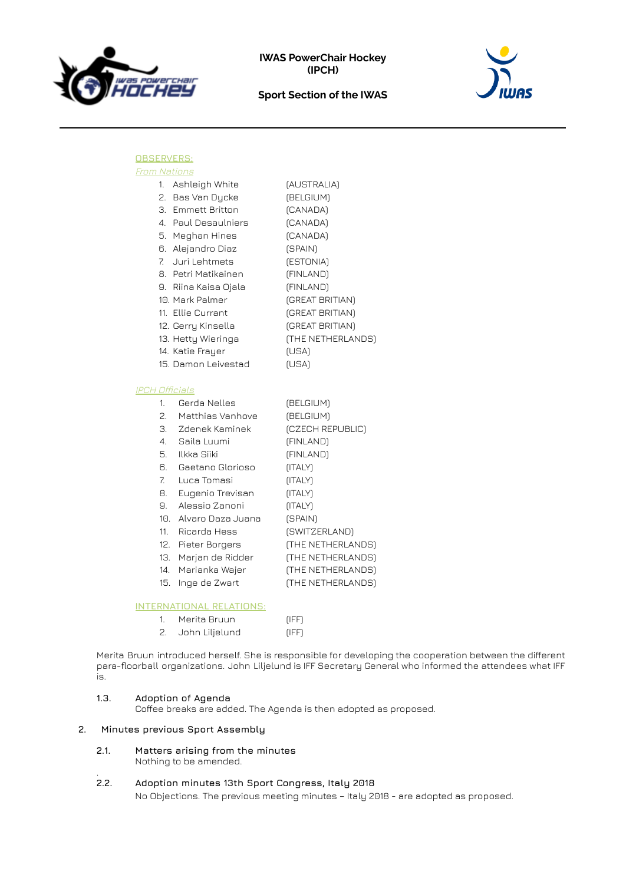OBSERVERS:

*From Nations*

1. Ashleigh White (AUSTRALIA)
2. Bas Van Dycke (BELGIUM)
3. Emmett Britton (CANADA)
4. Paul Desaulniers (CANADA)
5. Meghan Hines (CANADA)
6. Alejandro Diaz (SPAIN)
7. Juri Lehtmets (ESTONIA)
8. Petri Matikainen (FINLAND)
9. Riina Kaisa Ojala (FINLAND)
10. Mark Palmer (GREAT BRITIAN)
11. Ellie Currant (GREAT BRITIAN)
12. Gerry Kinsella (GREAT BRITIAN)
13. Hetty Wieringa (THE NETHERLANDS)
14. Katie Frayer (USA)
15. Damon Leivestad (USA)

*IPCH Officials*

1. Gerda Nelles (BELGIUM)
2. Matthias Vanhove (BELGIUM)
3. Zdenek Kaminek (CZECH REPUBLIC)
4. Saila Luumi (FINLAND)
5. Ilkka Siiki (FINLAND)
6. Gaetano Glorioso (ITALY)
7. Luca Tomasi (ITALY)
8. Eugenio Trevisan (ITALY)
9. Alessio Zanoni (ITALY)
10. Alvaro Daza Juana (SPAIN)
11. Ricarda Hess (SWITZERLAND)
12. Pieter Borgers (THE NETHERLANDS)
13. Marjan de Ridder (THE NETHERLANDS)
14. Marianka Wajer (THE NETHERLANDS)
15. Inge de Zwart (THE NETHERLANDS)

INTERNATIONAL RELATIONS:

1. Merita Bruun (IFF)
2. John Liljelund (IFF)

Merita Bruun introduced herself. She is responsible for developing the cooperation between the different para-floorball organizations. John Liljelund is IFF Secretary General who informed the attendees what IFF is.

### 1.3. Adoption of Agenda

Coffee breaks are added. The Agenda is then adopted as proposed.

## 2. Minutes previous Sport Assembly

### 2.1. Matters arising from the minutes

Nothing to be amended.

### 2.2. Adoption minutes 13th Sport Congress, Italy 2018

No Objections. The previous meeting minutes – Italy 2018 - are adopted as proposed.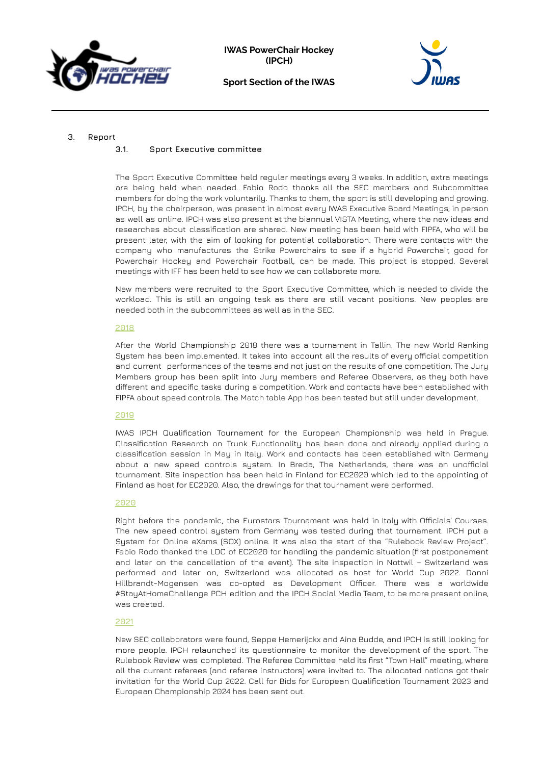## 3. Report

### 3.1. Sport Executive committee

The Sport Executive Committee held regular meetings every 3 weeks. In addition, extra meetings are being held when needed. Fabio Rodo thanks all the SEC members and Subcommittee members for doing the work voluntarily. Thanks to them, the sport is still developing and growing. IPCH, by the chairperson, was present in almost every IWAS Executive Board Meetings; in person as well as online. IPCH was also present at the biannual VISTA Meeting, where the new ideas and researches about classification are shared. New meeting has been held with FIPFA, who will be present later, with the aim of looking for potential collaboration. There were contacts with the company who manufactures the Strike Powerchairs to see if a hybrid Powerchair, good for Powerchair Hockey and Powerchair Football, can be made. This project is stopped. Several meetings with IFF has been held to see how we can collaborate more.

New members were recruited to the Sport Executive Committee, which is needed to divide the workload. This is still an ongoing task as there are still vacant positions. New peoples are needed both in the subcommittees as well as in the SEC.

2018

After the World Championship 2018 there was a tournament in Tallin. The new World Ranking System has been implemented. It takes into account all the results of every official competition and current performances of the teams and not just on the results of one competition. The Jury Members group has been split into Jury members and Referee Observers, as they both have different and specific tasks during a competition. Work and contacts have been established with FIPFA about speed controls. The Match table App has been tested but still under development.

2019

IWAS IPCH Qualification Tournament for the European Championship was held in Prague. Classification Research on Trunk Functionality has been done and already applied during a classification session in May in Italy. Work and contacts has been established with Germany about a new speed controls system. In Breda, The Netherlands, there was an unofficial tournament. Site inspection has been held in Finland for EC2020 which led to the appointing of Finland as host for EC2020. Also, the drawings for that tournament were performed.

2020

Right before the pandemic, the Eurostars Tournament was held in Italy with Officials' Courses. The new speed control system from Germany was tested during that tournament. IPCH put a System for Online eXams (SOX) online. It was also the start of the "Rulebook Review Project". Fabio Rodo thanked the LOC of EC2020 for handling the pandemic situation (first postponement and later on the cancellation of the event). The site inspection in Nottwil – Switzerland was performed and later on, Switzerland was allocated as host for World Cup 2022. Danni Hillbrandt-Mogensen was co-opted as Development Officer. There was a worldwide #StayAtHomeChallenge PCH edition and the IPCH Social Media Team, to be more present online, was created.

2021

New SEC collaborators were found, Seppe Hemerijckx and Aina Budde, and IPCH is still looking for more people. IPCH relaunched its questionnaire to monitor the development of the sport. The Rulebook Review was completed. The Referee Committee held its first "Town Hall" meeting, where all the current referees (and referee instructors) were invited to. The allocated nations got their invitation for the World Cup 2022. Call for Bids for European Qualification Tournament 2023 and European Championship 2024 has been sent out.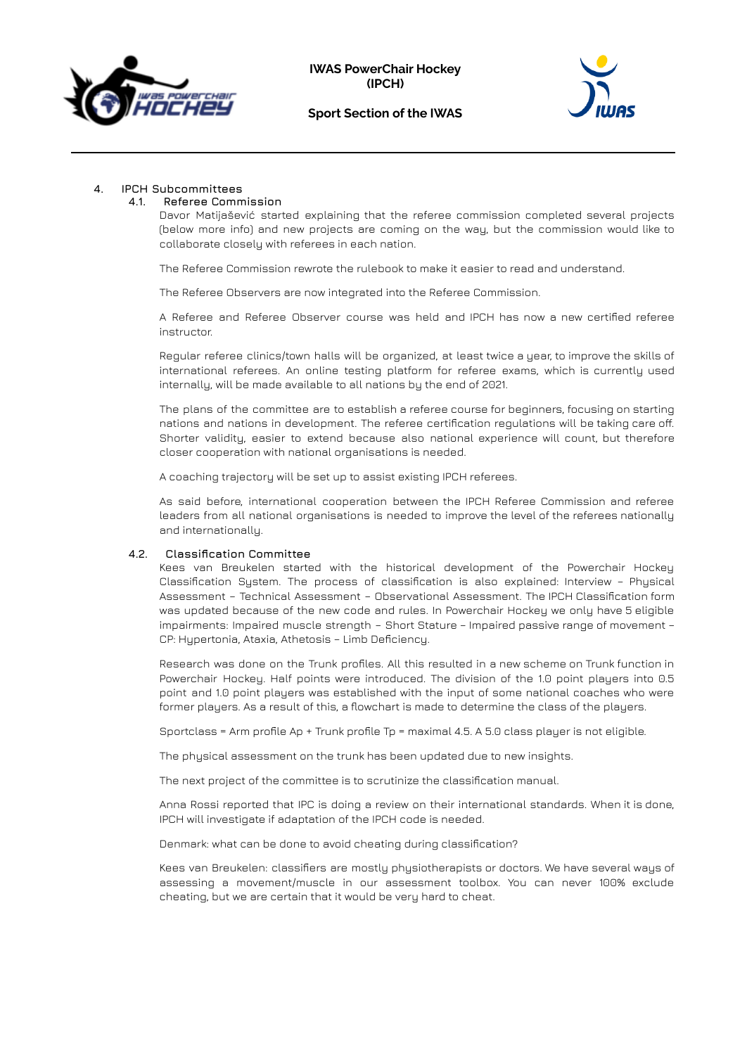## 4. IPCH Subcommittees

### 4.1. Referee Commission

Davor Matijašević started explaining that the referee commission completed several projects (below more info) and new projects are coming on the way, but the commission would like to collaborate closely with referees in each nation.

The Referee Commission rewrote the rulebook to make it easier to read and understand.

The Referee Observers are now integrated into the Referee Commission.

A Referee and Referee Observer course was held and IPCH has now a new certified referee instructor.

Regular referee clinics/town halls will be organized, at least twice a year, to improve the skills of international referees. An online testing platform for referee exams, which is currently used internally, will be made available to all nations by the end of 2021.

The plans of the committee are to establish a referee course for beginners, focusing on starting nations and nations in development. The referee certification regulations will be taking care off. Shorter validity, easier to extend because also national experience will count, but therefore closer cooperation with national organisations is needed.

A coaching trajectory will be set up to assist existing IPCH referees.

As said before, international cooperation between the IPCH Referee Commission and referee leaders from all national organisations is needed to improve the level of the referees nationally and internationally.

### 4.2. Classification Committee

Kees van Breukelen started with the historical development of the Powerchair Hockey Classification System. The process of classification is also explained: Interview – Physical Assessment – Technical Assessment – Observational Assessment. The IPCH Classification form was updated because of the new code and rules. In Powerchair Hockey we only have 5 eligible impairments: Impaired muscle strength – Short Stature – Impaired passive range of movement – CP: Hypertonia, Ataxia, Athetosis – Limb Deficiency.

Research was done on the Trunk profiles. All this resulted in a new scheme on Trunk function in Powerchair Hockey. Half points were introduced. The division of the 1.0 point players into 0.5 point and 1.0 point players was established with the input of some national coaches who were former players. As a result of this, a flowchart is made to determine the class of the players.

Sportclass = Arm profile Ap + Trunk profile Tp = maximal 4.5. A 5.0 class player is not eligible.

The physical assessment on the trunk has been updated due to new insights.

The next project of the committee is to scrutinize the classification manual.

Anna Rossi reported that IPC is doing a review on their international standards. When it is done, IPCH will investigate if adaptation of the IPCH code is needed.

Denmark: what can be done to avoid cheating during classification?

Kees van Breukelen: classifiers are mostly physiotherapists or doctors. We have several ways of assessing a movement/muscle in our assessment toolbox. You can never 100% exclude cheating, but we are certain that it would be very hard to cheat.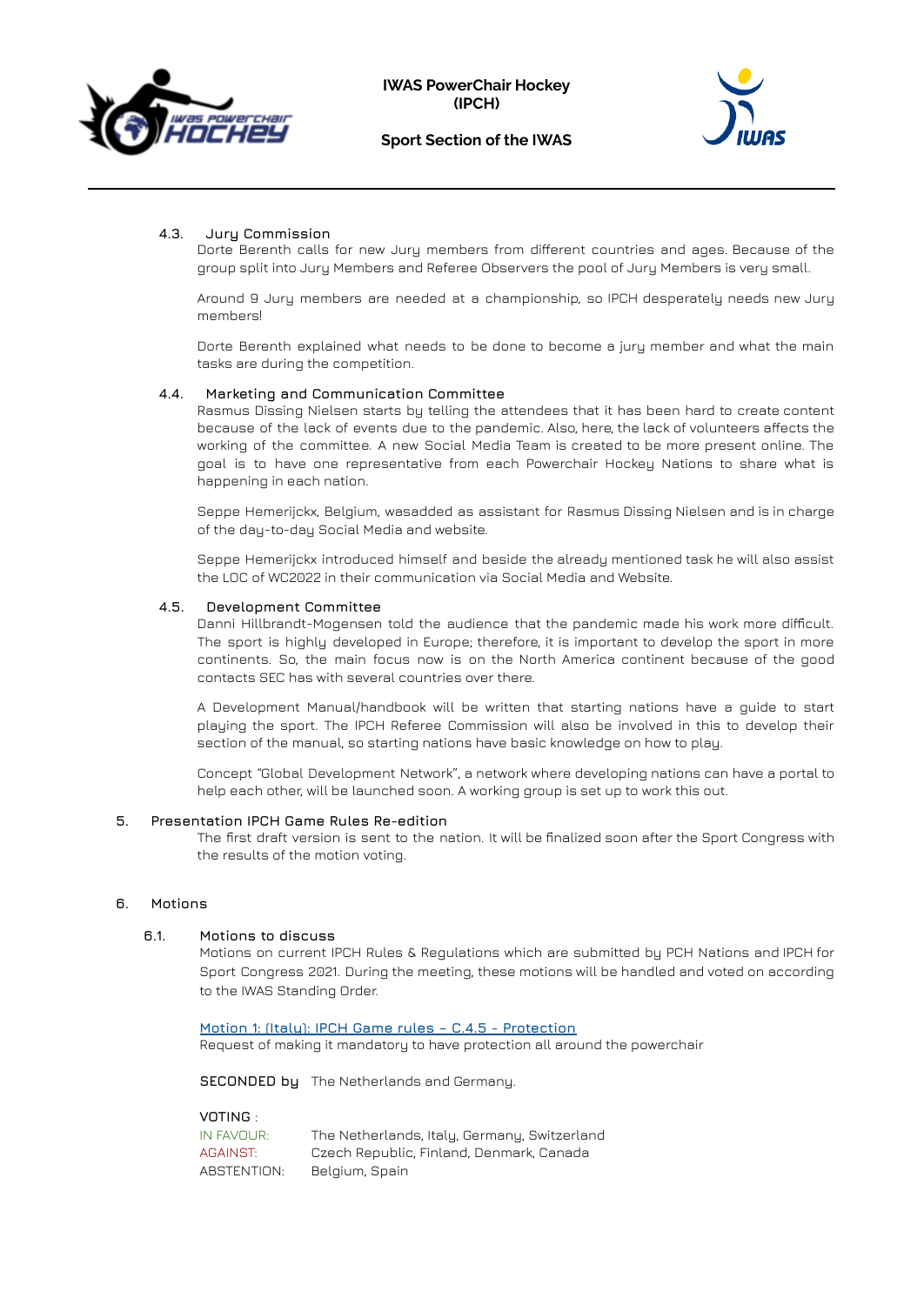#### 4.3. Jury Commission

Dorte Berenth calls for new Jury members from different countries and ages. Because of the group split into Jury Members and Referee Observers the pool of Jury Members is very small.

Around 9 Jury members are needed at a championship, so IPCH desperately needs new Jury members!

Dorte Berenth explained what needs to be done to become a jury member and what the main tasks are during the competition.

#### 4.4. Marketing and Communication Committee

Rasmus Dissing Nielsen starts by telling the attendees that it has been hard to create content because of the lack of events due to the pandemic. Also, here, the lack of volunteers affects the working of the committee. A new Social Media Team is created to be more present online. The goal is to have one representative from each Powerchair Hockey Nations to share what is happening in each nation.

Seppe Hemerijckx, Belgium, wasadded as assistant for Rasmus Dissing Nielsen and is in charge of the day-to-day Social Media and website.

Seppe Hemerijckx introduced himself and beside the already mentioned task he will also assist the LOC of WC2022 in their communication via Social Media and Website.

#### 4.5. Development Committee

Danni Hillbrandt-Mogensen told the audience that the pandemic made his work more difficult. The sport is highly developed in Europe; therefore, it is important to develop the sport in more continents. So, the main focus now is on the North America continent because of the good contacts SEC has with several countries over there.

A Development Manual/handbook will be written that starting nations have a guide to start playing the sport. The IPCH Referee Commission will also be involved in this to develop their section of the manual, so starting nations have basic knowledge on how to play.

Concept "Global Development Network", a network where developing nations can have a portal to help each other, will be launched soon. A working group is set up to work this out.

### 5. Presentation IPCH Game Rules Re-edition

The first draft version is sent to the nation. It will be finalized soon after the Sport Congress with the results of the motion voting.

### 6. Motions

#### 6.1. Motions to discuss

Motions on current IPCH Rules & Regulations which are submitted by PCH Nations and IPCH for Sport Congress 2021. During the meeting, these motions will be handled and voted on according to the IWAS Standing Order.

Motion 1: (Italy): IPCH Game rules – C.4.5 - Protection

Request of making it mandatory to have protection all around the powerchair

**SECONDED by** The Netherlands and Germany.

**VOTING** :

IN FAVOUR: The Netherlands, Italy, Germany, Switzerland

AGAINST: Czech Republic, Finland, Denmark, Canada

ABSTENTION: Belgium, Spain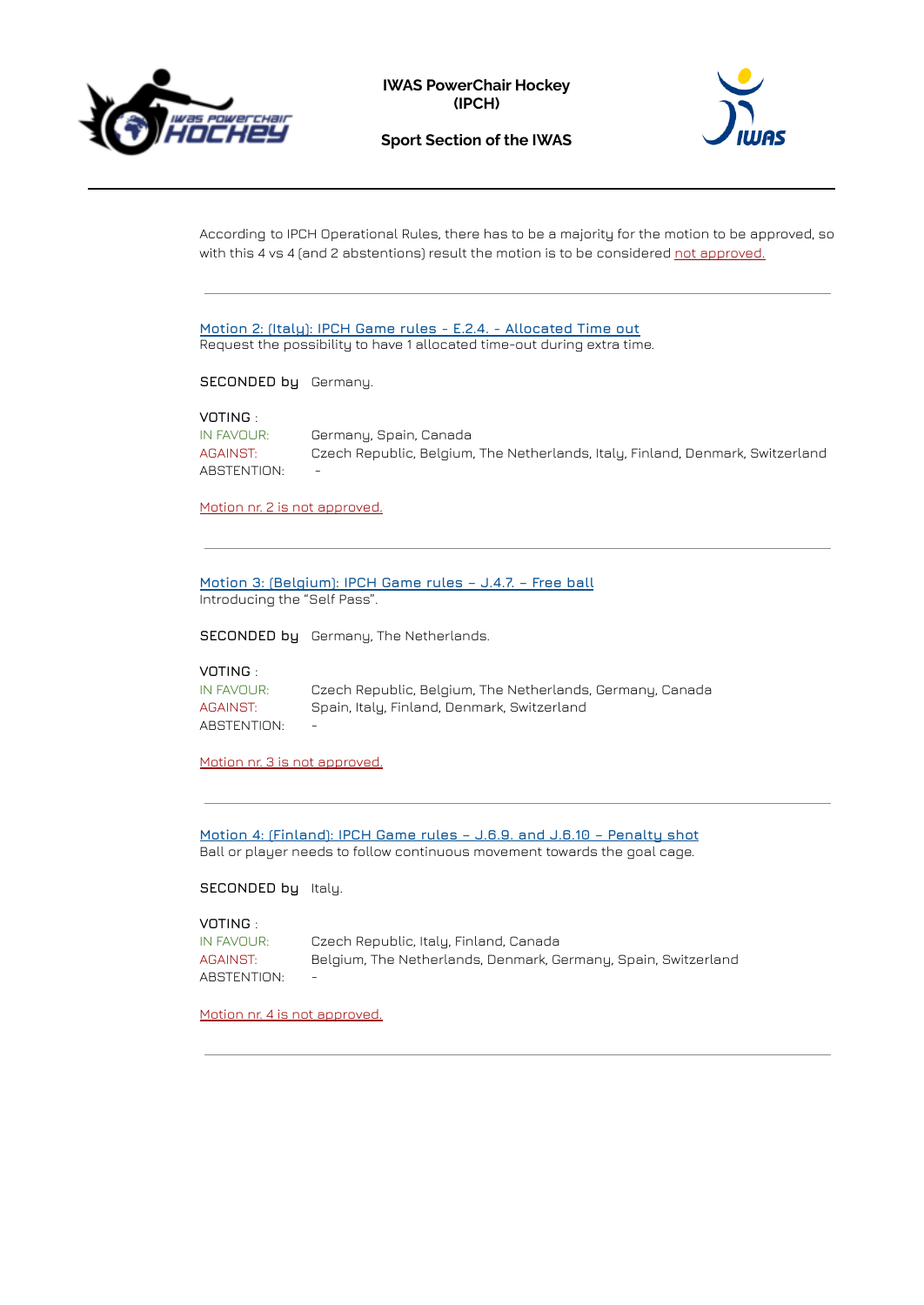According to IPCH Operational Rules, there has to be a majority for the motion to be approved, so with this 4 vs 4 (and 2 abstentions) result the motion is to be considered not approved.

---

### Motion 2: (Italy): IPCH Game rules - E.2.4. - Allocated Time out

Request the possibility to have 1 allocated time-out during extra time.

**SECONDED by** Germany.

VOTING :

| | |
|---|---|
| IN FAVOUR: | Germany, Spain, Canada |
| AGAINST: | Czech Republic, Belgium, The Netherlands, Italy, Finland, Denmark, Switzerland |
| ABSTENTION: | - |

Motion nr. 2 is not approved.

---

### Motion 3: (Belgium): IPCH Game rules – J.4.7. – Free ball

Introducing the “Self Pass”.

**SECONDED by** Germany, The Netherlands.

VOTING :

| | |
|---|---|
| IN FAVOUR: | Czech Republic, Belgium, The Netherlands, Germany, Canada |
| AGAINST: | Spain, Italy, Finland, Denmark, Switzerland |
| ABSTENTION: | - |

Motion nr. 3 is not approved.

---

### Motion 4: (Finland): IPCH Game rules – J.6.9. and J.6.10 – Penalty shot

Ball or player needs to follow continuous movement towards the goal cage.

**SECONDED by** Italy.

VOTING :

| | |
|---|---|
| IN FAVOUR: | Czech Republic, Italy, Finland, Canada |
| AGAINST: | Belgium, The Netherlands, Denmark, Germany, Spain, Switzerland |
| ABSTENTION: | - |

Motion nr. 4 is not approved.

---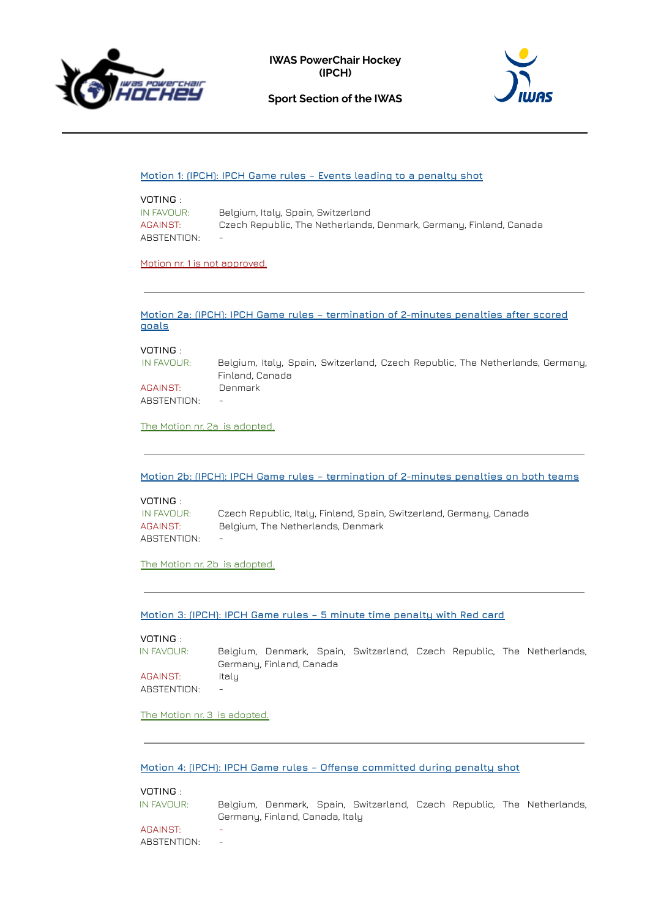IWAS PowerChair Hockey (IPCH)

Sport Section of the IWAS

---

Motion 1: (IPCH): IPCH Game rules – Events leading to a penalty shot

VOTING :

| | |
|---|---|
| IN FAVOUR: | Belgium, Italy, Spain, Switzerland |
| AGAINST: | Czech Republic, The Netherlands, Denmark, Germany, Finland, Canada |
| ABSTENTION: | - |

Motion nr. 1 is not approved.

---

Motion 2a: (IPCH): IPCH Game rules – termination of 2-minutes penalties after scored goals

VOTING :

| | |
|---|---|
| IN FAVOUR: | Belgium, Italy, Spain, Switzerland, Czech Republic, The Netherlands, Germany, Finland, Canada |
| AGAINST: | Denmark |
| ABSTENTION: | - |

The Motion nr. 2a is adopted.

---

Motion 2b: (IPCH): IPCH Game rules – termination of 2-minutes penalties on both teams

VOTING :

| | |
|---|---|
| IN FAVOUR: | Czech Republic, Italy, Finland, Spain, Switzerland, Germany, Canada |
| AGAINST: | Belgium, The Netherlands, Denmark |
| ABSTENTION: | - |

The Motion nr. 2b is adopted.

---

Motion 3: (IPCH): IPCH Game rules – 5 minute time penalty with Red card

VOTING :

| | |
|---|---|
| IN FAVOUR: | Belgium, Denmark, Spain, Switzerland, Czech Republic, The Netherlands, Germany, Finland, Canada |
| AGAINST: | Italy |
| ABSTENTION: | - |

The Motion nr. 3 is adopted.

---

Motion 4: (IPCH): IPCH Game rules – Offense committed during penalty shot

VOTING :

| | |
|---|---|
| IN FAVOUR: | Belgium, Denmark, Spain, Switzerland, Czech Republic, The Netherlands, Germany, Finland, Canada, Italy |
| AGAINST: | - |
| ABSTENTION: | - |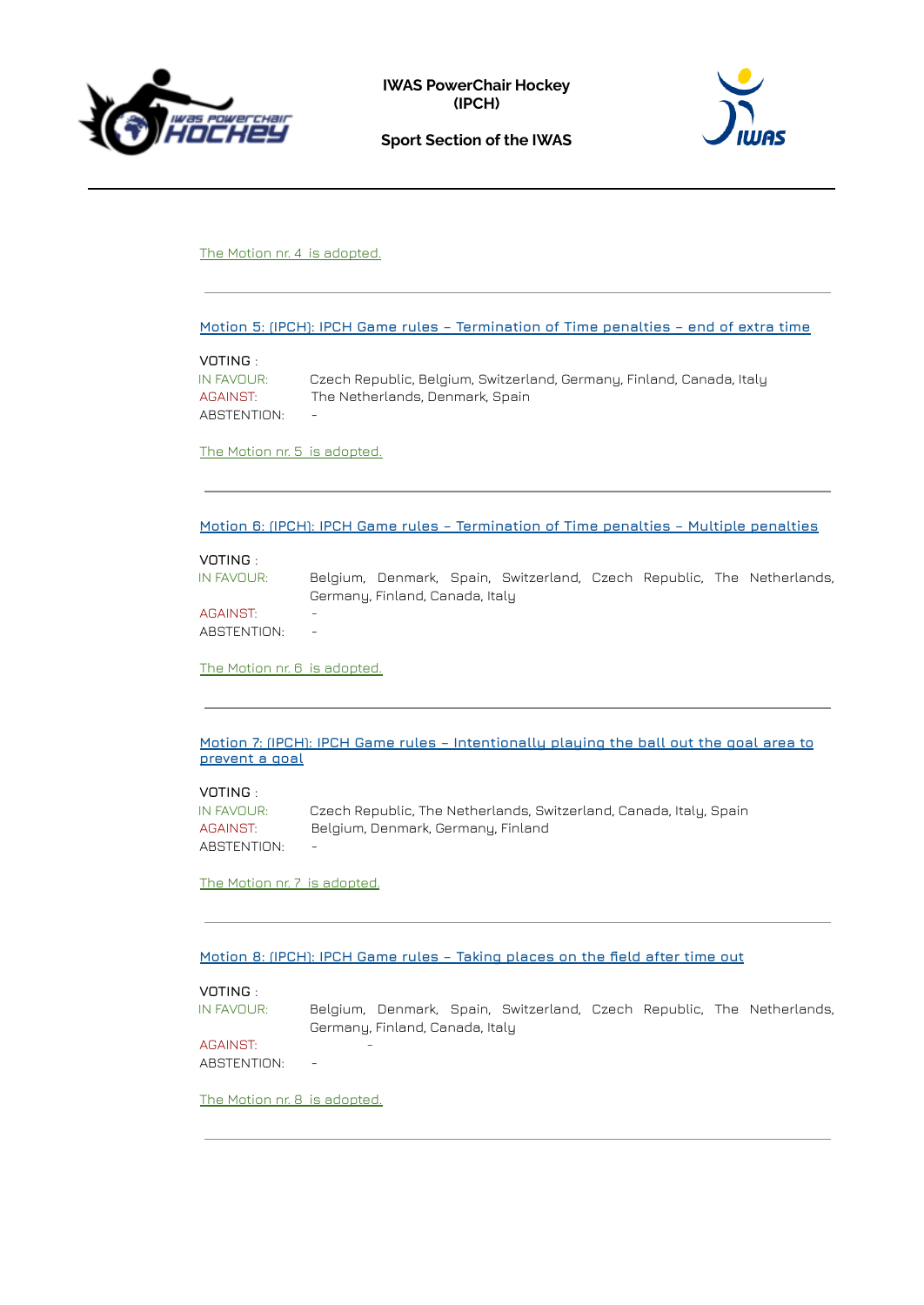The Motion nr. 4 is adopted.

---

Motion 5: (IPCH): IPCH Game rules – Termination of Time penalties – end of extra time

VOTING :

IN FAVOUR: Czech Republic, Belgium, Switzerland, Germany, Finland, Canada, Italy

AGAINST: The Netherlands, Denmark, Spain

ABSTENTION: -

The Motion nr. 5 is adopted.

---

Motion 6: (IPCH): IPCH Game rules – Termination of Time penalties – Multiple penalties

VOTING :

IN FAVOUR: Belgium, Denmark, Spain, Switzerland, Czech Republic, The Netherlands, Germany, Finland, Canada, Italy

AGAINST: -

ABSTENTION: -

The Motion nr. 6 is adopted.

---

Motion 7: (IPCH): IPCH Game rules – Intentionally playing the ball out the goal area to prevent a goal

VOTING :

IN FAVOUR: Czech Republic, The Netherlands, Switzerland, Canada, Italy, Spain

AGAINST: Belgium, Denmark, Germany, Finland

ABSTENTION: -

The Motion nr. 7 is adopted.

---

Motion 8: (IPCH): IPCH Game rules – Taking places on the field after time out

VOTING :

IN FAVOUR: Belgium, Denmark, Spain, Switzerland, Czech Republic, The Netherlands, Germany, Finland, Canada, Italy

AGAINST: -

ABSTENTION: -

The Motion nr. 8 is adopted.

---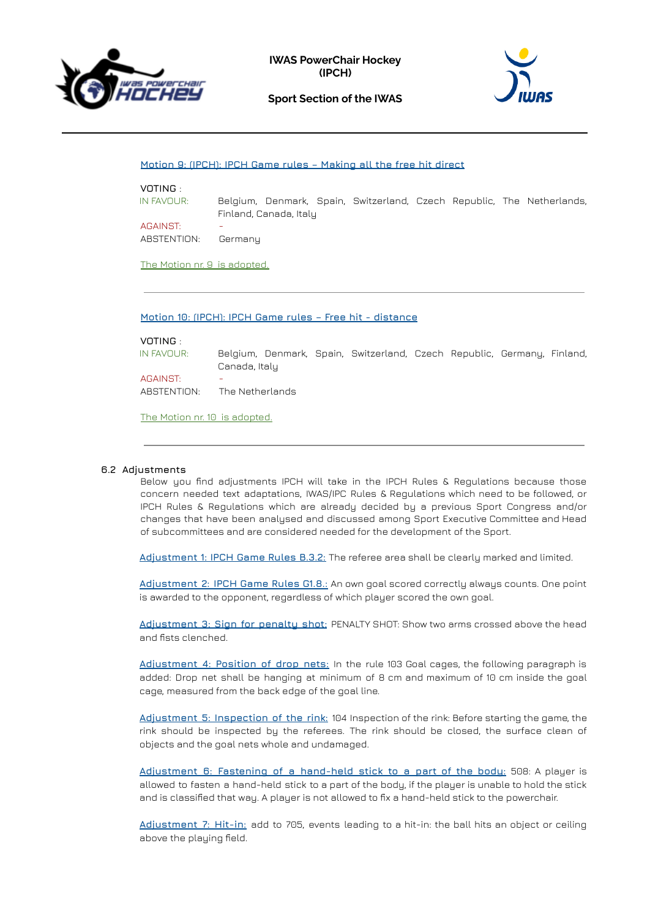Motion 9: (IPCH): IPCH Game rules – Making all the free hit direct

VOTING :

IN FAVOUR: Belgium, Denmark, Spain, Switzerland, Czech Republic, The Netherlands, Finland, Canada, Italy

AGAINST: -

ABSTENTION: Germany

The Motion nr. 9 is adopted.

---

Motion 10: (IPCH): IPCH Game rules – Free hit - distance

VOTING :

IN FAVOUR: Belgium, Denmark, Spain, Switzerland, Czech Republic, Germany, Finland, Canada, Italy

AGAINST: -

ABSTENTION: The Netherlands

The Motion nr. 10 is adopted.

---

### 6.2 Adjustments

Below you find adjustments IPCH will take in the IPCH Rules & Regulations because those concern needed text adaptations, IWAS/IPC Rules & Regulations which need to be followed, or IPCH Rules & Regulations which are already decided by a previous Sport Congress and/or changes that have been analysed and discussed among Sport Executive Committee and Head of subcommittees and are considered needed for the development of the Sport.

Adjustment 1: IPCH Game Rules B.3.2: The referee area shall be clearly marked and limited.

Adjustment 2: IPCH Game Rules G1.8.: An own goal scored correctly always counts. One point is awarded to the opponent, regardless of which player scored the own goal.

Adjustment 3: Sign for penalty shot: PENALTY SHOT: Show two arms crossed above the head and fists clenched.

Adjustment 4: Position of drop nets: In the rule 103 Goal cages, the following paragraph is added: Drop net shall be hanging at minimum of 8 cm and maximum of 10 cm inside the goal cage, measured from the back edge of the goal line.

Adjustment 5: Inspection of the rink: 104 Inspection of the rink: Before starting the game, the rink should be inspected by the referees. The rink should be closed, the surface clean of objects and the goal nets whole and undamaged.

Adjustment 6: Fastening of a hand-held stick to a part of the body: 508: A player is allowed to fasten a hand-held stick to a part of the body, if the player is unable to hold the stick and is classified that way. A player is not allowed to fix a hand-held stick to the powerchair.

Adjustment 7: Hit-in: add to 705, events leading to a hit-in: the ball hits an object or ceiling above the playing field.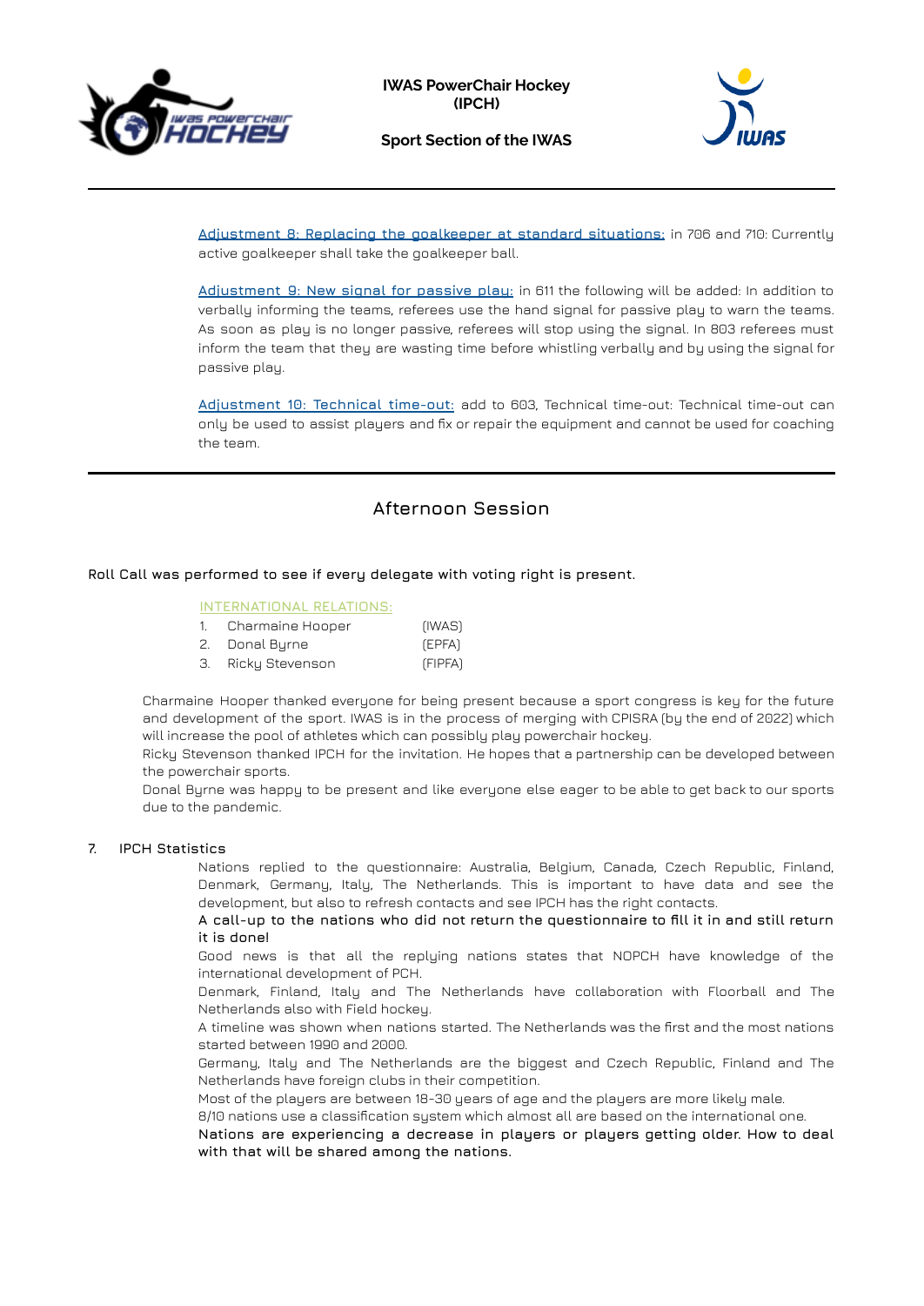Adjustment 8: Replacing the goalkeeper at standard situations: in 706 and 710: Currently active goalkeeper shall take the goalkeeper ball.

Adjustment 9: New signal for passive play: in 611 the following will be added: In addition to verbally informing the teams, referees use the hand signal for passive play to warn the teams. As soon as play is no longer passive, referees will stop using the signal. In 803 referees must inform the team that they are wasting time before whistling verbally and by using the signal for passive play.

Adjustment 10: Technical time-out: add to 603, Technical time-out: Technical time-out can only be used to assist players and fix or repair the equipment and cannot be used for coaching the team.

## Afternoon Session

**Roll Call was performed to see if every delegate with voting right is present.**

INTERNATIONAL RELATIONS:

1. Charmaine Hooper (IWAS)
2. Donal Byrne (EPFA)
3. Ricky Stevenson (FIPFA)

Charmaine Hooper thanked everyone for being present because a sport congress is key for the future and development of the sport. IWAS is in the process of merging with CPISRA (by the end of 2022) which will increase the pool of athletes which can possibly play powerchair hockey.
Ricky Stevenson thanked IPCH for the invitation. He hopes that a partnership can be developed between the powerchair sports.
Donal Byrne was happy to be present and like everyone else eager to be able to get back to our sports due to the pandemic.

### 7. IPCH Statistics

Nations replied to the questionnaire: Australia, Belgium, Canada, Czech Republic, Finland, Denmark, Germany, Italy, The Netherlands. This is important to have data and see the development, but also to refresh contacts and see IPCH has the right contacts.
**A call-up to the nations who did not return the questionnaire to fill it in and still return it is done!**
Good news is that all the replying nations states that NOPCH have knowledge of the international development of PCH.
Denmark, Finland, Italy and The Netherlands have collaboration with Floorball and The Netherlands also with Field hockey.
A timeline was shown when nations started. The Netherlands was the first and the most nations started between 1990 and 2000.
Germany, Italy and The Netherlands are the biggest and Czech Republic, Finland and The Netherlands have foreign clubs in their competition.
Most of the players are between 18-30 years of age and the players are more likely male.
8/10 nations use a classification system which almost all are based on the international one.
**Nations are experiencing a decrease in players or players getting older. How to deal with that will be shared among the nations.**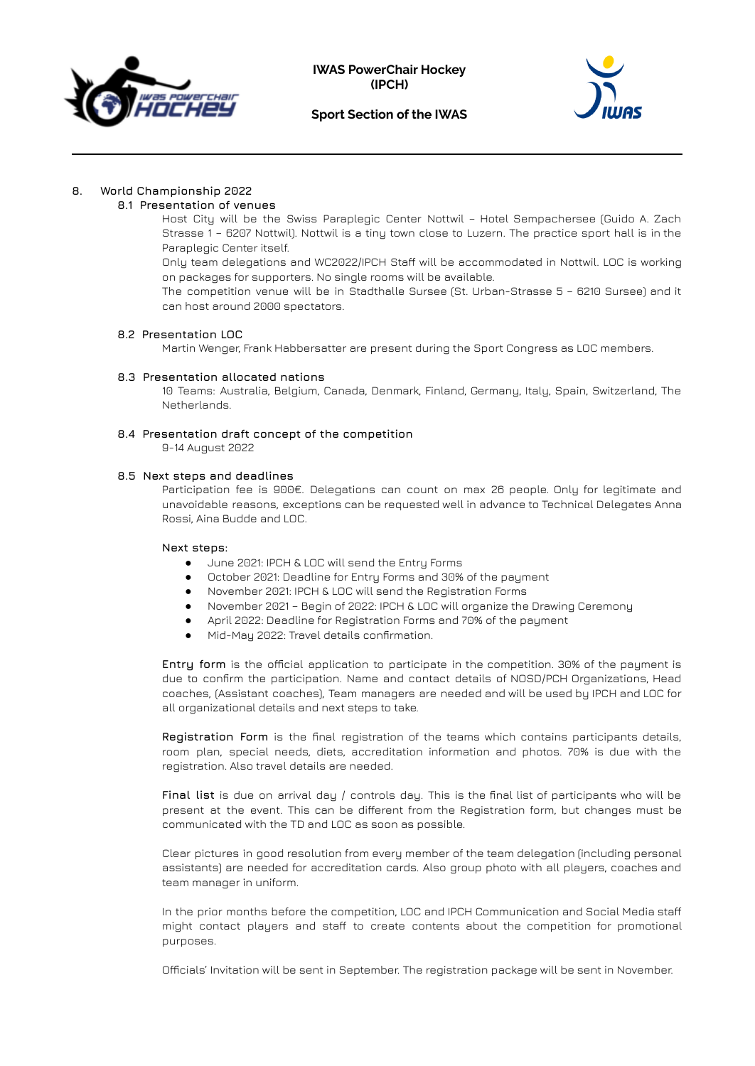## 8. World Championship 2022

### 8.1 Presentation of venues

Host City will be the Swiss Paraplegic Center Nottwil – Hotel Sempachersee (Guido A. Zach Strasse 1 – 6207 Nottwil). Nottwil is a tiny town close to Luzern. The practice sport hall is in the Paraplegic Center itself.

Only team delegations and WC2022/IPCH Staff will be accommodated in Nottwil. LOC is working on packages for supporters. No single rooms will be available.

The competition venue will be in Stadthalle Sursee (St. Urban-Strasse 5 – 6210 Sursee) and it can host around 2000 spectators.

### 8.2 Presentation LOC

Martin Wenger, Frank Habbersatter are present during the Sport Congress as LOC members.

### 8.3 Presentation allocated nations

10 Teams: Australia, Belgium, Canada, Denmark, Finland, Germany, Italy, Spain, Switzerland, The Netherlands.

### 8.4 Presentation draft concept of the competition

9-14 August 2022

### 8.5 Next steps and deadlines

Participation fee is 900€. Delegations can count on max 26 people. Only for legitimate and unavoidable reasons, exceptions can be requested well in advance to Technical Delegates Anna Rossi, Aina Budde and LOC.

**Next steps:**

- June 2021: IPCH & LOC will send the Entry Forms
- October 2021: Deadline for Entry Forms and 30% of the payment
- November 2021: IPCH & LOC will send the Registration Forms
- November 2021 – Begin of 2022: IPCH & LOC will organize the Drawing Ceremony
- April 2022: Deadline for Registration Forms and 70% of the payment
- Mid-May 2022: Travel details confirmation.

**Entry form** is the official application to participate in the competition. 30% of the payment is due to confirm the participation. Name and contact details of NOSD/PCH Organizations, Head coaches, (Assistant coaches), Team managers are needed and will be used by IPCH and LOC for all organizational details and next steps to take.

**Registration Form** is the final registration of the teams which contains participants details, room plan, special needs, diets, accreditation information and photos. 70% is due with the registration. Also travel details are needed.

**Final list** is due on arrival day / controls day. This is the final list of participants who will be present at the event. This can be different from the Registration form, but changes must be communicated with the TD and LOC as soon as possible.

Clear pictures in good resolution from every member of the team delegation (including personal assistants) are needed for accreditation cards. Also group photo with all players, coaches and team manager in uniform.

In the prior months before the competition, LOC and IPCH Communication and Social Media staff might contact players and staff to create contents about the competition for promotional purposes.

Officials' Invitation will be sent in September. The registration package will be sent in November.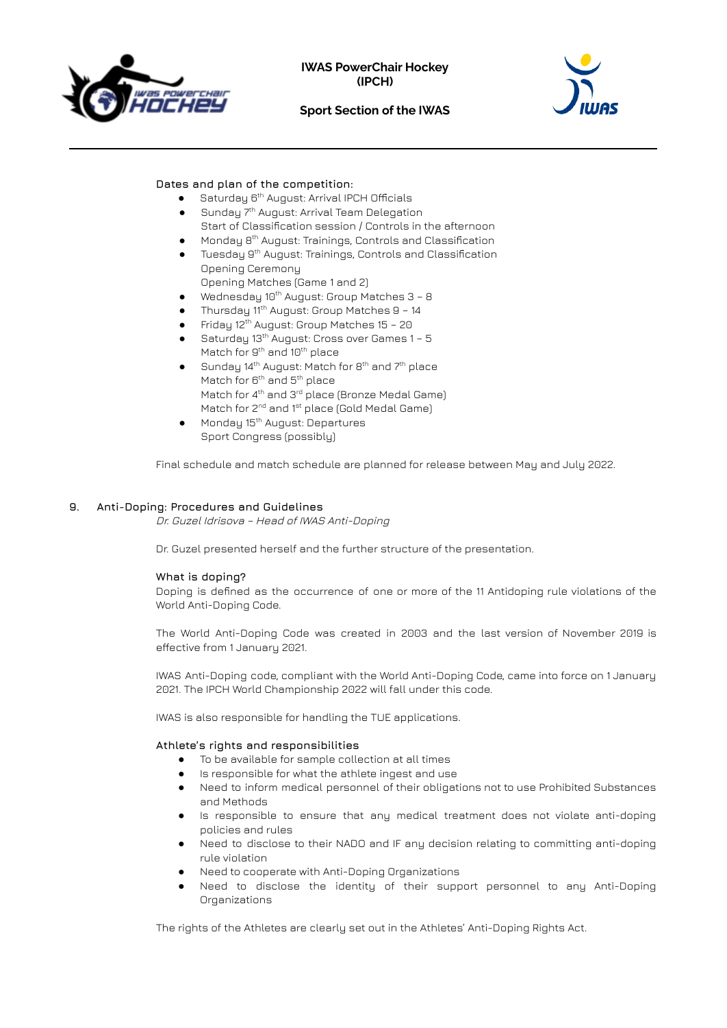**Dates and plan of the competition:**

- Saturday 6th August: Arrival IPCH Officials
- Sunday 7th August: Arrival Team Delegation
  Start of Classification session / Controls in the afternoon
- Monday 8th August: Trainings, Controls and Classification
- Tuesday 9th August: Trainings, Controls and Classification
  Opening Ceremony
  Opening Matches (Game 1 and 2)
- Wednesday 10th August: Group Matches 3 – 8
- Thursday 11th August: Group Matches 9 – 14
- Friday 12th August: Group Matches 15 – 20
- Saturday 13th August: Cross over Games 1 – 5
  Match for 9th and 10th place
- Sunday 14th August: Match for 8th and 7th place
  Match for 6th and 5th place
  Match for 4th and 3rd place (Bronze Medal Game)
  Match for 2nd and 1st place (Gold Medal Game)
- Monday 15th August: Departures
  Sport Congress (possibly)

Final schedule and match schedule are planned for release between May and July 2022.

## 9. Anti-Doping: Procedures and Guidelines

*Dr. Guzel Idrisova – Head of IWAS Anti-Doping*

Dr. Guzel presented herself and the further structure of the presentation.

**What is doping?**

Doping is defined as the occurrence of one or more of the 11 Antidoping rule violations of the World Anti-Doping Code.

The World Anti-Doping Code was created in 2003 and the last version of November 2019 is effective from 1 January 2021.

IWAS Anti-Doping code, compliant with the World Anti-Doping Code, came into force on 1 January 2021. The IPCH World Championship 2022 will fall under this code.

IWAS is also responsible for handling the TUE applications.

**Athlete's rights and responsibilities**

- To be available for sample collection at all times
- Is responsible for what the athlete ingest and use
- Need to inform medical personnel of their obligations not to use Prohibited Substances and Methods
- Is responsible to ensure that any medical treatment does not violate anti-doping policies and rules
- Need to disclose to their NADO and IF any decision relating to committing anti-doping rule violation
- Need to cooperate with Anti-Doping Organizations
- Need to disclose the identity of their support personnel to any Anti-Doping Organizations

The rights of the Athletes are clearly set out in the Athletes' Anti-Doping Rights Act.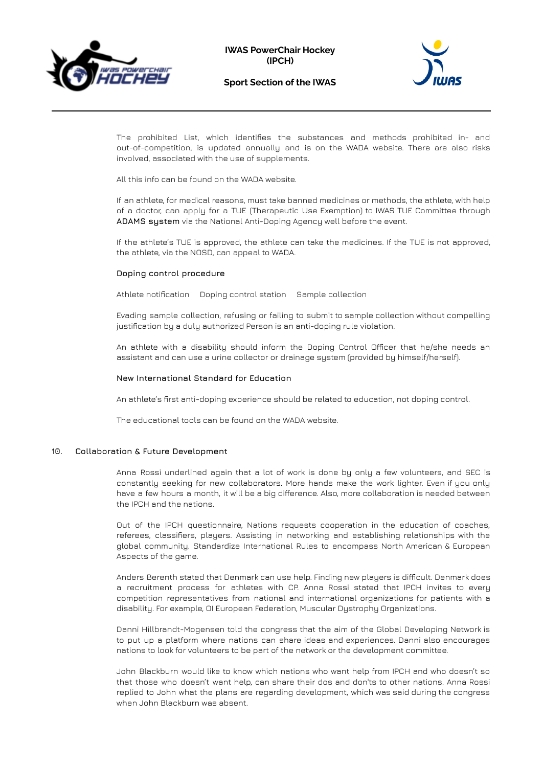The prohibited List, which identifies the substances and methods prohibited in- and out-of-competition, is updated annually and is on the WADA website. There are also risks involved, associated with the use of supplements.

All this info can be found on the WADA website.

If an athlete, for medical reasons, must take banned medicines or methods, the athlete, with help of a doctor, can apply for a TUE (Therapeutic Use Exemption) to IWAS TUE Committee through **ADAMS system** via the National Anti-Doping Agency well before the event.

If the athlete's TUE is approved, the athlete can take the medicines. If the TUE is not approved, the athlete, via the NOSD, can appeal to WADA.

**Doping control procedure**

Athlete notification  Doping control station  Sample collection

Evading sample collection, refusing or failing to submit to sample collection without compelling justification by a duly authorized Person is an anti-doping rule violation.

An athlete with a disability should inform the Doping Control Officer that he/she needs an assistant and can use a urine collector or drainage system (provided by himself/herself).

**New International Standard for Education**

An athlete's first anti-doping experience should be related to education, not doping control.

The educational tools can be found on the WADA website.

## 10. Collaboration & Future Development

Anna Rossi underlined again that a lot of work is done by only a few volunteers, and SEC is constantly seeking for new collaborators. More hands make the work lighter. Even if you only have a few hours a month, it will be a big difference. Also, more collaboration is needed between the IPCH and the nations.

Out of the IPCH questionnaire, Nations requests cooperation in the education of coaches, referees, classifiers, players. Assisting in networking and establishing relationships with the global community. Standardize International Rules to encompass North American & European Aspects of the game.

Anders Berenth stated that Denmark can use help. Finding new players is difficult. Denmark does a recruitment process for athletes with CP. Anna Rossi stated that IPCH invites to every competition representatives from national and international organizations for patients with a disability. For example, OI European Federation, Muscular Dystrophy Organizations.

Danni Hillbrandt-Mogensen told the congress that the aim of the Global Developing Network is to put up a platform where nations can share ideas and experiences. Danni also encourages nations to look for volunteers to be part of the network or the development committee.

John Blackburn would like to know which nations who want help from IPCH and who doesn't so that those who doesn't want help, can share their dos and don'ts to other nations. Anna Rossi replied to John what the plans are regarding development, which was said during the congress when John Blackburn was absent.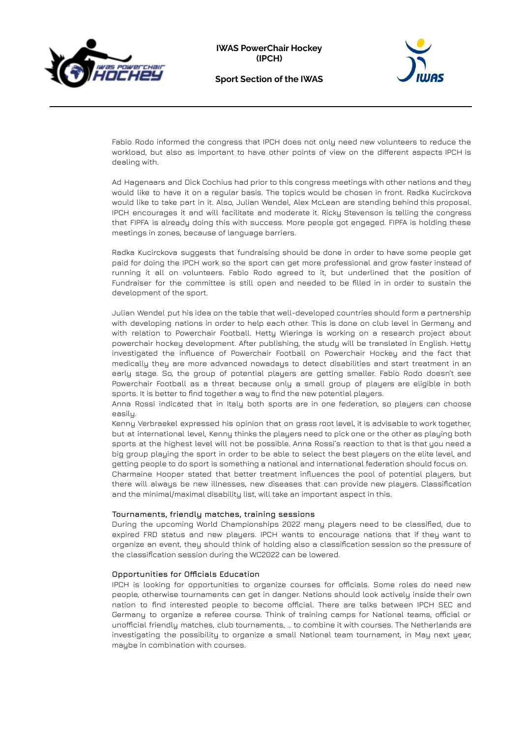Fabio Rodo informed the congress that IPCH does not only need new volunteers to reduce the workload, but also as important to have other points of view on the different aspects IPCH is dealing with.

Ad Hagenaars and Dick Cochius had prior to this congress meetings with other nations and they would like to have it on a regular basis. The topics would be chosen in front. Radka Kucirckova would like to take part in it. Also, Julian Wendel, Alex McLean are standing behind this proposal. IPCH encourages it and will facilitate and moderate it. Ricky Stevenson is telling the congress that FIPFA is already doing this with success. More people got engaged. FIPFA is holding these meetings in zones, because of language barriers.

Radka Kucirckova suggests that fundraising should be done in order to have some people get paid for doing the IPCH work so the sport can get more professional and grow faster instead of running it all on volunteers. Fabio Rodo agreed to it, but underlined that the position of Fundraiser for the committee is still open and needed to be filled in in order to sustain the development of the sport.

Julian Wendel put his idea on the table that well-developed countries should form a partnership with developing nations in order to help each other. This is done on club level in Germany and with relation to Powerchair Football. Hetty Wieringa is working on a research project about powerchair hockey development. After publishing, the study will be translated in English. Hetty investigated the influence of Powerchair Football on Powerchair Hockey and the fact that medically they are more advanced nowadays to detect disabilities and start treatment in an early stage. So, the group of potential players are getting smaller. Fabio Rodo doesn't see Powerchair Football as a threat because only a small group of players are eligible in both sports. It is better to find together a way to find the new potential players.
Anna Rossi indicated that in Italy both sports are in one federation, so players can choose easily.
Kenny Verbraekel expressed his opinion that on grass root level, it is advisable to work together, but at international level, Kenny thinks the players need to pick one or the other as playing both sports at the highest level will not be possible. Anna Rossi's reaction to that is that you need a big group playing the sport in order to be able to select the best players on the elite level, and getting people to do sport is something a national and international federation should focus on.
Charmaine Hooper stated that better treatment influences the pool of potential players, but there will always be new illnesses, new diseases that can provide new players. Classification and the minimal/maximal disability list, will take an important aspect in this.

### Tournaments, friendly matches, training sessions

During the upcoming World Championships 2022 many players need to be classified, due to expired FRD status and new players. IPCH wants to encourage nations that if they want to organize an event, they should think of holding also a classification session so the pressure of the classification session during the WC2022 can be lowered.

### Opportunities for Officials Education

IPCH is looking for opportunities to organize courses for officials. Some roles do need new people, otherwise tournaments can get in danger. Nations should look actively inside their own nation to find interested people to become official. There are talks between IPCH SEC and Germany to organize a referee course. Think of training camps for National teams, official or unofficial friendly matches, club tournaments, … to combine it with courses. The Netherlands are investigating the possibility to organize a small National team tournament, in May next year, maybe in combination with courses.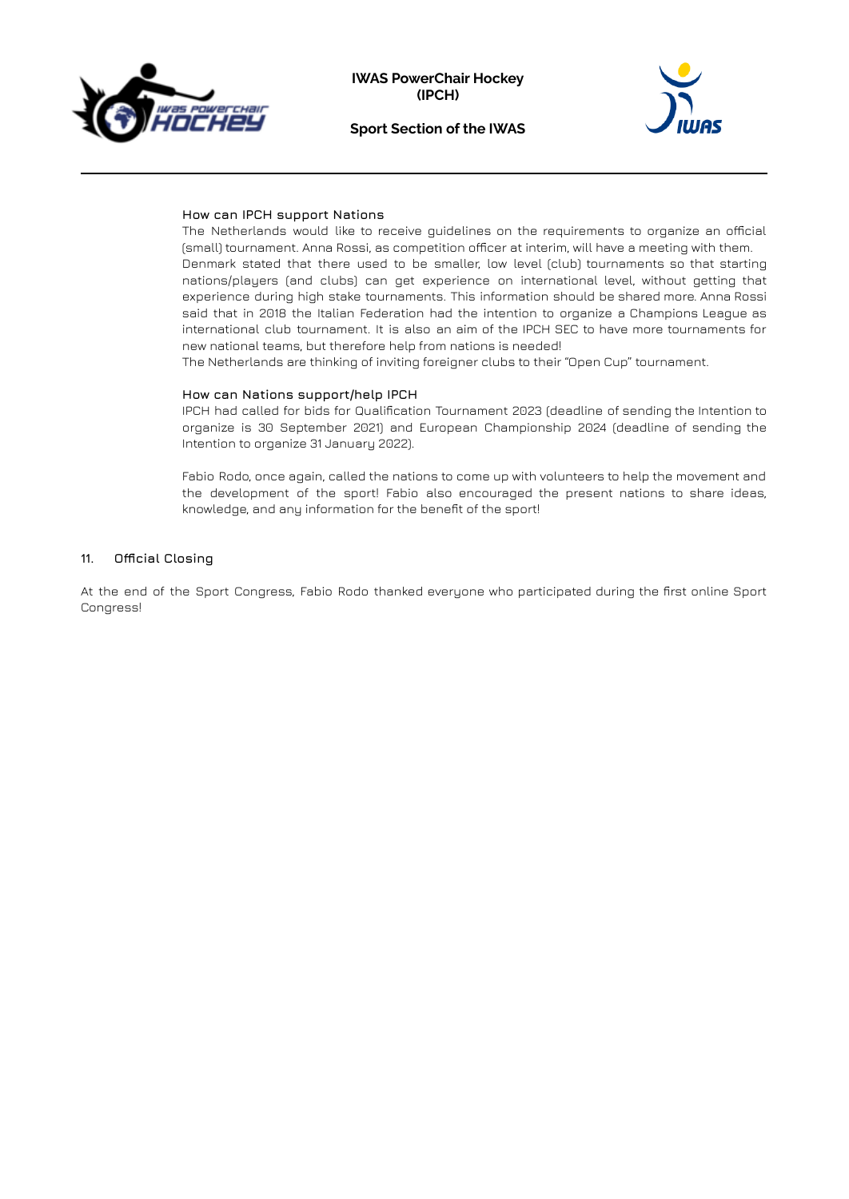### How can IPCH support Nations

The Netherlands would like to receive guidelines on the requirements to organize an official (small) tournament. Anna Rossi, as competition officer at interim, will have a meeting with them. Denmark stated that there used to be smaller, low level (club) tournaments so that starting nations/players (and clubs) can get experience on international level, without getting that experience during high stake tournaments. This information should be shared more. Anna Rossi said that in 2018 the Italian Federation had the intention to organize a Champions League as international club tournament. It is also an aim of the IPCH SEC to have more tournaments for new national teams, but therefore help from nations is needed!
The Netherlands are thinking of inviting foreigner clubs to their "Open Cup" tournament.

### How can Nations support/help IPCH

IPCH had called for bids for Qualification Tournament 2023 (deadline of sending the Intention to organize is 30 September 2021) and European Championship 2024 (deadline of sending the Intention to organize 31 January 2022).

Fabio Rodo, once again, called the nations to come up with volunteers to help the movement and the development of the sport! Fabio also encouraged the present nations to share ideas, knowledge, and any information for the benefit of the sport!

## 11. Official Closing

At the end of the Sport Congress, Fabio Rodo thanked everyone who participated during the first online Sport Congress!